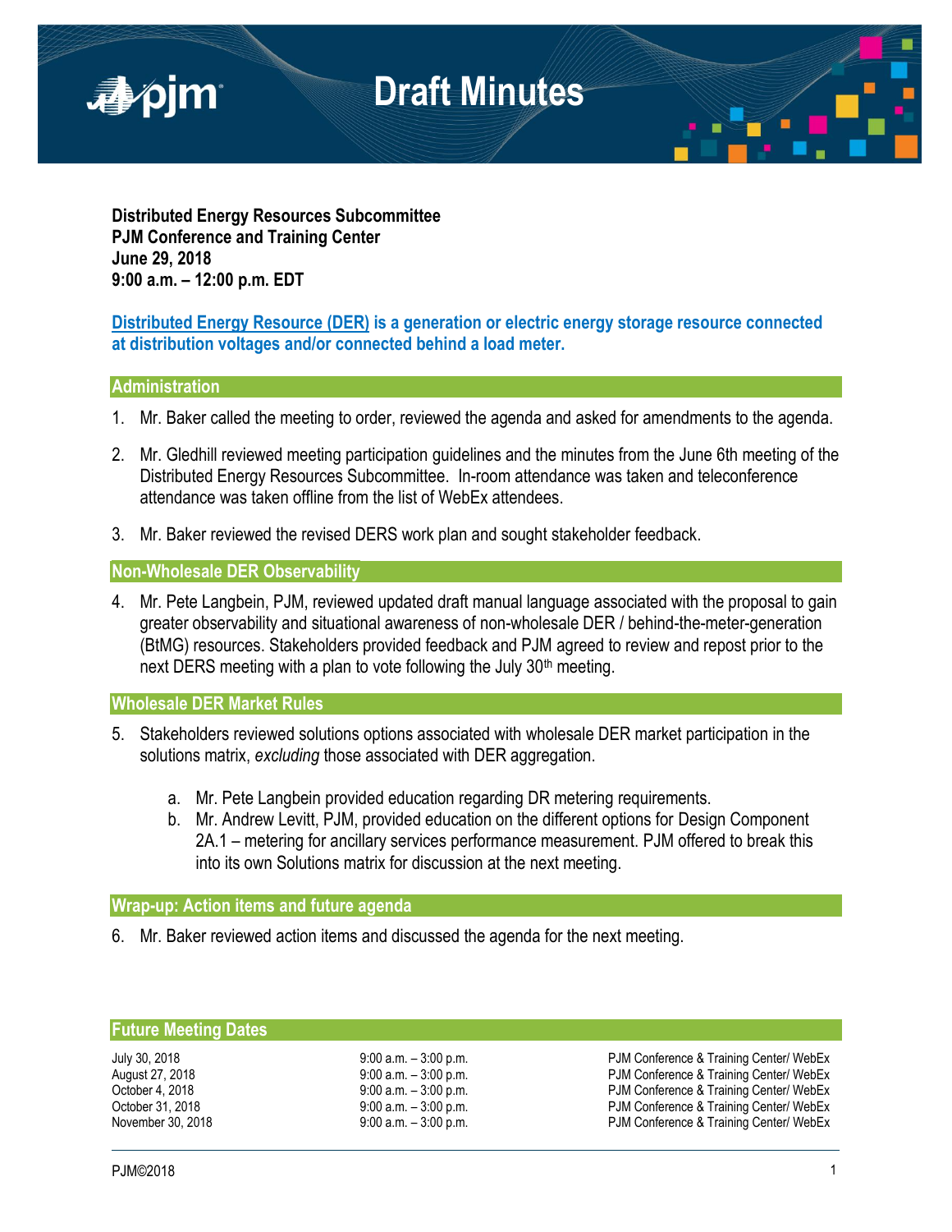# Draft Minutes

**Distributed Energy Resources Subcommittee**
**PJM Conference and Training Center**
**June 29, 2018**
**9:00 a.m. – 12:00 p.m. EDT**

**Distributed Energy Resource (DER) is a generation or electric energy storage resource connected at distribution voltages and/or connected behind a load meter.**

## Administration

1. Mr. Baker called the meeting to order, reviewed the agenda and asked for amendments to the agenda.

2. Mr. Gledhill reviewed meeting participation guidelines and the minutes from the June 6th meeting of the Distributed Energy Resources Subcommittee. In-room attendance was taken and teleconference attendance was taken offline from the list of WebEx attendees.

3. Mr. Baker reviewed the revised DERS work plan and sought stakeholder feedback.

## Non-Wholesale DER Observability

4. Mr. Pete Langbein, PJM, reviewed updated draft manual language associated with the proposal to gain greater observability and situational awareness of non-wholesale DER / behind-the-meter-generation (BtMG) resources. Stakeholders provided feedback and PJM agreed to review and repost prior to the next DERS meeting with a plan to vote following the July 30th meeting.

## Wholesale DER Market Rules

5. Stakeholders reviewed solutions options associated with wholesale DER market participation in the solutions matrix, *excluding* those associated with DER aggregation.

   a. Mr. Pete Langbein provided education regarding DR metering requirements.
   b. Mr. Andrew Levitt, PJM, provided education on the different options for Design Component 2A.1 – metering for ancillary services performance measurement. PJM offered to break this into its own Solutions matrix for discussion at the next meeting.

## Wrap-up: Action items and future agenda

6. Mr. Baker reviewed action items and discussed the agenda for the next meeting.

## Future Meeting Dates

| | | |
|---|---|---|
| July 30, 2018 | 9:00 a.m. – 3:00 p.m. | PJM Conference & Training Center/ WebEx |
| August 27, 2018 | 9:00 a.m. – 3:00 p.m. | PJM Conference & Training Center/ WebEx |
| October 4, 2018 | 9:00 a.m. – 3:00 p.m. | PJM Conference & Training Center/ WebEx |
| October 31, 2018 | 9:00 a.m. – 3:00 p.m. | PJM Conference & Training Center/ WebEx |
| November 30, 2018 | 9:00 a.m. – 3:00 p.m. | PJM Conference & Training Center/ WebEx |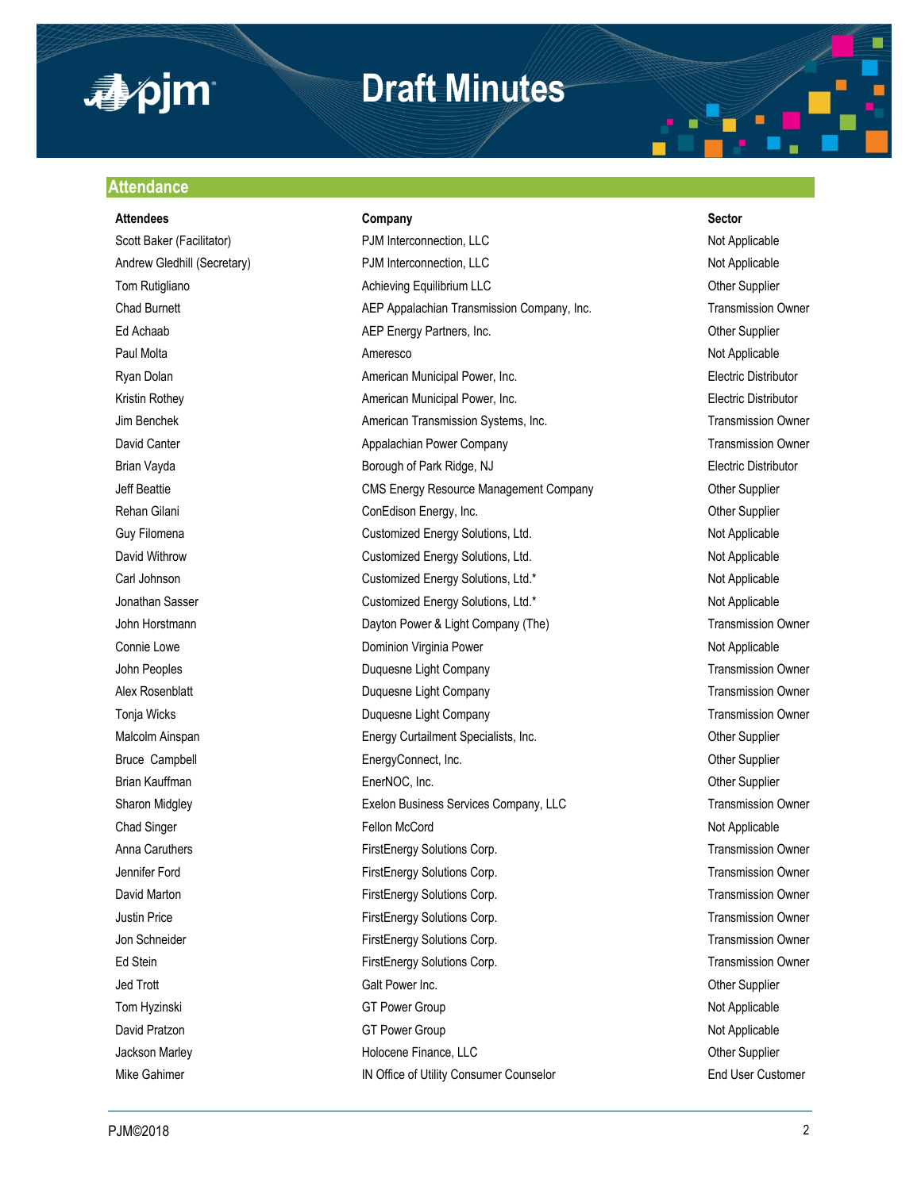## Attendance

| Attendees | Company | Sector |
|---|---|---|
| Scott Baker (Facilitator) | PJM Interconnection, LLC | Not Applicable |
| Andrew Gledhill (Secretary) | PJM Interconnection, LLC | Not Applicable |
| Tom Rutigliano | Achieving Equilibrium LLC | Other Supplier |
| Chad Burnett | AEP Appalachian Transmission Company, Inc. | Transmission Owner |
| Ed Achaab | AEP Energy Partners, Inc. | Other Supplier |
| Paul Molta | Ameresco | Not Applicable |
| Ryan Dolan | American Municipal Power, Inc. | Electric Distributor |
| Kristin Rothey | American Municipal Power, Inc. | Electric Distributor |
| Jim Benchek | American Transmission Systems, Inc. | Transmission Owner |
| David Canter | Appalachian Power Company | Transmission Owner |
| Brian Vayda | Borough of Park Ridge, NJ | Electric Distributor |
| Jeff Beattie | CMS Energy Resource Management Company | Other Supplier |
| Rehan Gilani | ConEdison Energy, Inc. | Other Supplier |
| Guy Filomena | Customized Energy Solutions, Ltd. | Not Applicable |
| David Withrow | Customized Energy Solutions, Ltd. | Not Applicable |
| Carl Johnson | Customized Energy Solutions, Ltd.* | Not Applicable |
| Jonathan Sasser | Customized Energy Solutions, Ltd.* | Not Applicable |
| John Horstmann | Dayton Power & Light Company (The) | Transmission Owner |
| Connie Lowe | Dominion Virginia Power | Not Applicable |
| John Peoples | Duquesne Light Company | Transmission Owner |
| Alex Rosenblatt | Duquesne Light Company | Transmission Owner |
| Tonja Wicks | Duquesne Light Company | Transmission Owner |
| Malcolm Ainspan | Energy Curtailment Specialists, Inc. | Other Supplier |
| Bruce Campbell | EnergyConnect, Inc. | Other Supplier |
| Brian Kauffman | EnerNOC, Inc. | Other Supplier |
| Sharon Midgley | Exelon Business Services Company, LLC | Transmission Owner |
| Chad Singer | Fellon McCord | Not Applicable |
| Anna Caruthers | FirstEnergy Solutions Corp. | Transmission Owner |
| Jennifer Ford | FirstEnergy Solutions Corp. | Transmission Owner |
| David Marton | FirstEnergy Solutions Corp. | Transmission Owner |
| Justin Price | FirstEnergy Solutions Corp. | Transmission Owner |
| Jon Schneider | FirstEnergy Solutions Corp. | Transmission Owner |
| Ed Stein | FirstEnergy Solutions Corp. | Transmission Owner |
| Jed Trott | Galt Power Inc. | Other Supplier |
| Tom Hyzinski | GT Power Group | Not Applicable |
| David Pratzon | GT Power Group | Not Applicable |
| Jackson Marley | Holocene Finance, LLC | Other Supplier |
| Mike Gahimer | IN Office of Utility Consumer Counselor | End User Customer |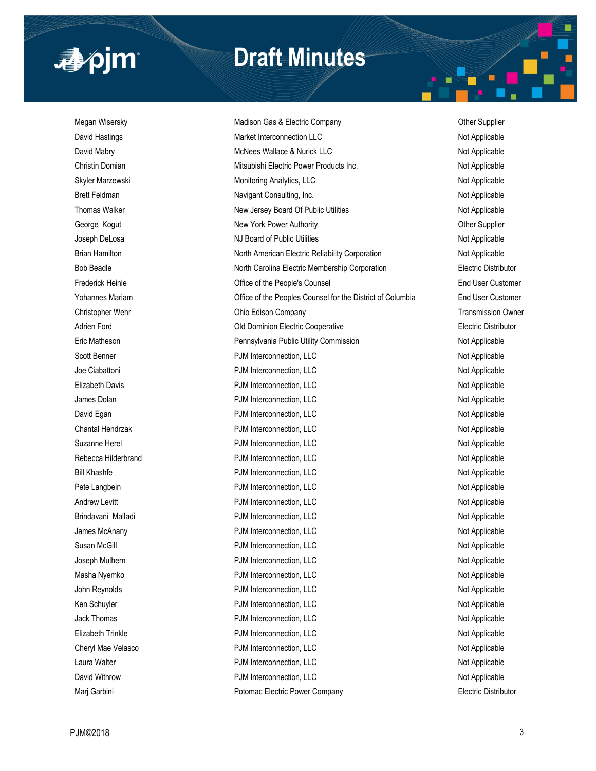| | | |
|---|---|---|
| Megan Wisersky | Madison Gas & Electric Company | Other Supplier |
| David Hastings | Market Interconnection LLC | Not Applicable |
| David Mabry | McNees Wallace & Nurick LLC | Not Applicable |
| Christin Domian | Mitsubishi Electric Power Products Inc. | Not Applicable |
| Skyler Marzewski | Monitoring Analytics, LLC | Not Applicable |
| Brett Feldman | Navigant Consulting, Inc. | Not Applicable |
| Thomas Walker | New Jersey Board Of Public Utilities | Not Applicable |
| George Kogut | New York Power Authority | Other Supplier |
| Joseph DeLosa | NJ Board of Public Utilities | Not Applicable |
| Brian Hamilton | North American Electric Reliability Corporation | Not Applicable |
| Bob Beadle | North Carolina Electric Membership Corporation | Electric Distributor |
| Frederick Heinle | Office of the People's Counsel | End User Customer |
| Yohannes Mariam | Office of the Peoples Counsel for the District of Columbia | End User Customer |
| Christopher Wehr | Ohio Edison Company | Transmission Owner |
| Adrien Ford | Old Dominion Electric Cooperative | Electric Distributor |
| Eric Matheson | Pennsylvania Public Utility Commission | Not Applicable |
| Scott Benner | PJM Interconnection, LLC | Not Applicable |
| Joe Ciabattoni | PJM Interconnection, LLC | Not Applicable |
| Elizabeth Davis | PJM Interconnection, LLC | Not Applicable |
| James Dolan | PJM Interconnection, LLC | Not Applicable |
| David Egan | PJM Interconnection, LLC | Not Applicable |
| Chantal Hendrzak | PJM Interconnection, LLC | Not Applicable |
| Suzanne Herel | PJM Interconnection, LLC | Not Applicable |
| Rebecca Hilderbrand | PJM Interconnection, LLC | Not Applicable |
| Bill Khashfe | PJM Interconnection, LLC | Not Applicable |
| Pete Langbein | PJM Interconnection, LLC | Not Applicable |
| Andrew Levitt | PJM Interconnection, LLC | Not Applicable |
| Brindavani Malladi | PJM Interconnection, LLC | Not Applicable |
| James McAnany | PJM Interconnection, LLC | Not Applicable |
| Susan McGill | PJM Interconnection, LLC | Not Applicable |
| Joseph Mulhern | PJM Interconnection, LLC | Not Applicable |
| Masha Nyemko | PJM Interconnection, LLC | Not Applicable |
| John Reynolds | PJM Interconnection, LLC | Not Applicable |
| Ken Schuyler | PJM Interconnection, LLC | Not Applicable |
| Jack Thomas | PJM Interconnection, LLC | Not Applicable |
| Elizabeth Trinkle | PJM Interconnection, LLC | Not Applicable |
| Cheryl Mae Velasco | PJM Interconnection, LLC | Not Applicable |
| Laura Walter | PJM Interconnection, LLC | Not Applicable |
| David Withrow | PJM Interconnection, LLC | Not Applicable |
| Marj Garbini | Potomac Electric Power Company | Electric Distributor |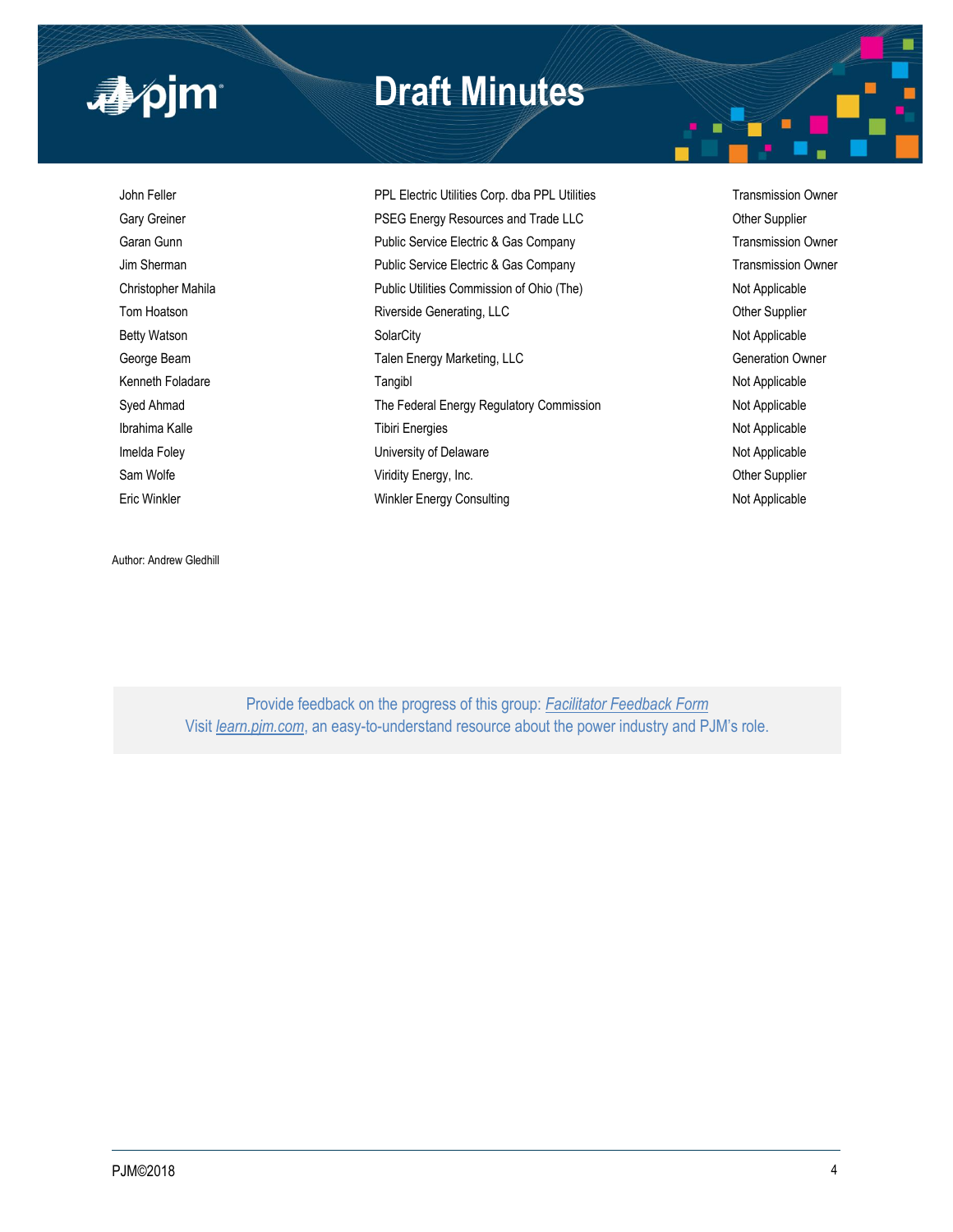| | | |
|---|---|---|
| John Feller | PPL Electric Utilities Corp. dba PPL Utilities | Transmission Owner |
| Gary Greiner | PSEG Energy Resources and Trade LLC | Other Supplier |
| Garan Gunn | Public Service Electric & Gas Company | Transmission Owner |
| Jim Sherman | Public Service Electric & Gas Company | Transmission Owner |
| Christopher Mahila | Public Utilities Commission of Ohio (The) | Not Applicable |
| Tom Hoatson | Riverside Generating, LLC | Other Supplier |
| Betty Watson | SolarCity | Not Applicable |
| George Beam | Talen Energy Marketing, LLC | Generation Owner |
| Kenneth Foladare | Tangibl | Not Applicable |
| Syed Ahmad | The Federal Energy Regulatory Commission | Not Applicable |
| Ibrahima Kalle | Tibiri Energies | Not Applicable |
| Imelda Foley | University of Delaware | Not Applicable |
| Sam Wolfe | Viridity Energy, Inc. | Other Supplier |
| Eric Winkler | Winkler Energy Consulting | Not Applicable |

Author: Andrew Gledhill

Provide feedback on the progress of this group: *Facilitator Feedback Form*
Visit *learn.pjm.com*, an easy-to-understand resource about the power industry and PJM's role.